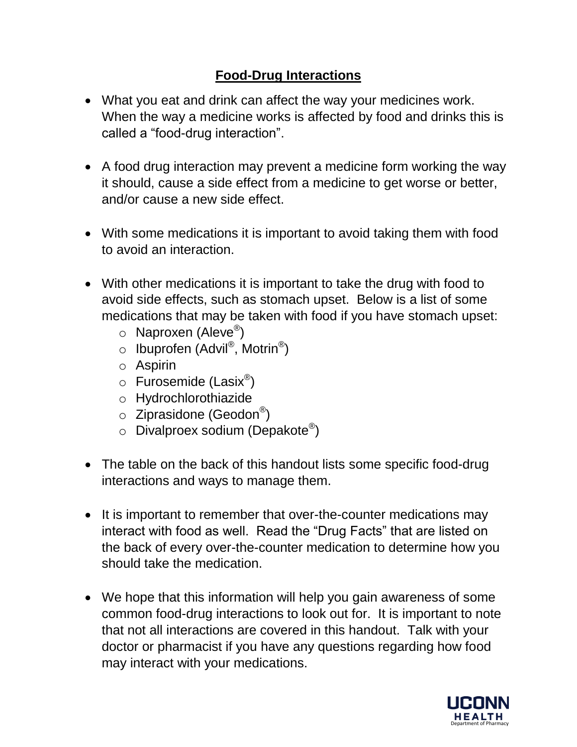# Food-Drug Interactions

- What you eat and drink can affect the way your medicines work. When the way a medicine works is affected by food and drinks this is called a "food-drug interaction".

- A food drug interaction may prevent a medicine form working the way it should, cause a side effect from a medicine to get worse or better, and/or cause a new side effect.

- With some medications it is important to avoid taking them with food to avoid an interaction.

- With other medications it is important to take the drug with food to avoid side effects, such as stomach upset. Below is a list of some medications that may be taken with food if you have stomach upset:
  - Naproxen (Aleve®)
  - Ibuprofen (Advil®, Motrin®)
  - Aspirin
  - Furosemide (Lasix®)
  - Hydrochlorothiazide
  - Ziprasidone (Geodon®)
  - Divalproex sodium (Depakote®)

- The table on the back of this handout lists some specific food-drug interactions and ways to manage them.

- It is important to remember that over-the-counter medications may interact with food as well. Read the "Drug Facts" that are listed on the back of every over-the-counter medication to determine how you should take the medication.

- We hope that this information will help you gain awareness of some common food-drug interactions to look out for. It is important to note that not all interactions are covered in this handout. Talk with your doctor or pharmacist if you have any questions regarding how food may interact with your medications.

UCONN HEALTH
Department of Pharmacy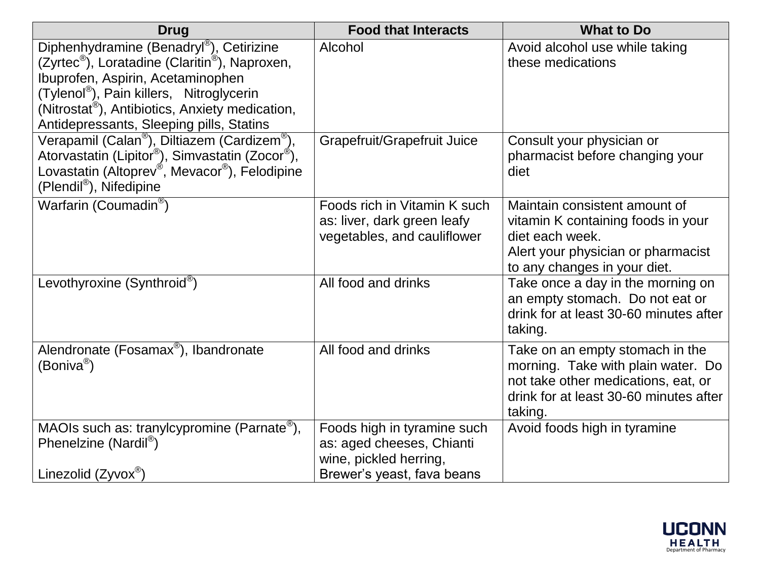| Drug | Food that Interacts | What to Do |
|---|---|---|
| Diphenhydramine (Benadryl®), Cetirizine (Zyrtec®), Loratadine (Claritin®), Naproxen, Ibuprofen, Aspirin, Acetaminophen (Tylenol®), Pain killers, Nitroglycerin (Nitrostat®), Antibiotics, Anxiety medication, Antidepressants, Sleeping pills, Statins | Alcohol | Avoid alcohol use while taking these medications |
| Verapamil (Calan®), Diltiazem (Cardizem®), Atorvastatin (Lipitor®), Simvastatin (Zocor®), Lovastatin (Altoprev®, Mevacor®), Felodipine (Plendil®), Nifedipine | Grapefruit/Grapefruit Juice | Consult your physician or pharmacist before changing your diet |
| Warfarin (Coumadin®) | Foods rich in Vitamin K such as: liver, dark green leafy vegetables, and cauliflower | Maintain consistent amount of vitamin K containing foods in your diet each week. Alert your physician or pharmacist to any changes in your diet. |
| Levothyroxine (Synthroid®) | All food and drinks | Take once a day in the morning on an empty stomach. Do not eat or drink for at least 30-60 minutes after taking. |
| Alendronate (Fosamax®), Ibandronate (Boniva®) | All food and drinks | Take on an empty stomach in the morning. Take with plain water. Do not take other medications, eat, or drink for at least 30-60 minutes after taking. |
| MAOIs such as: tranylcypromine (Parnate®), Phenelzine (Nardil®) Linezolid (Zyvox®) | Foods high in tyramine such as: aged cheeses, Chianti wine, pickled herring, Brewer's yeast, fava beans | Avoid foods high in tyramine |

UCONN HEALTH
Department of Pharmacy